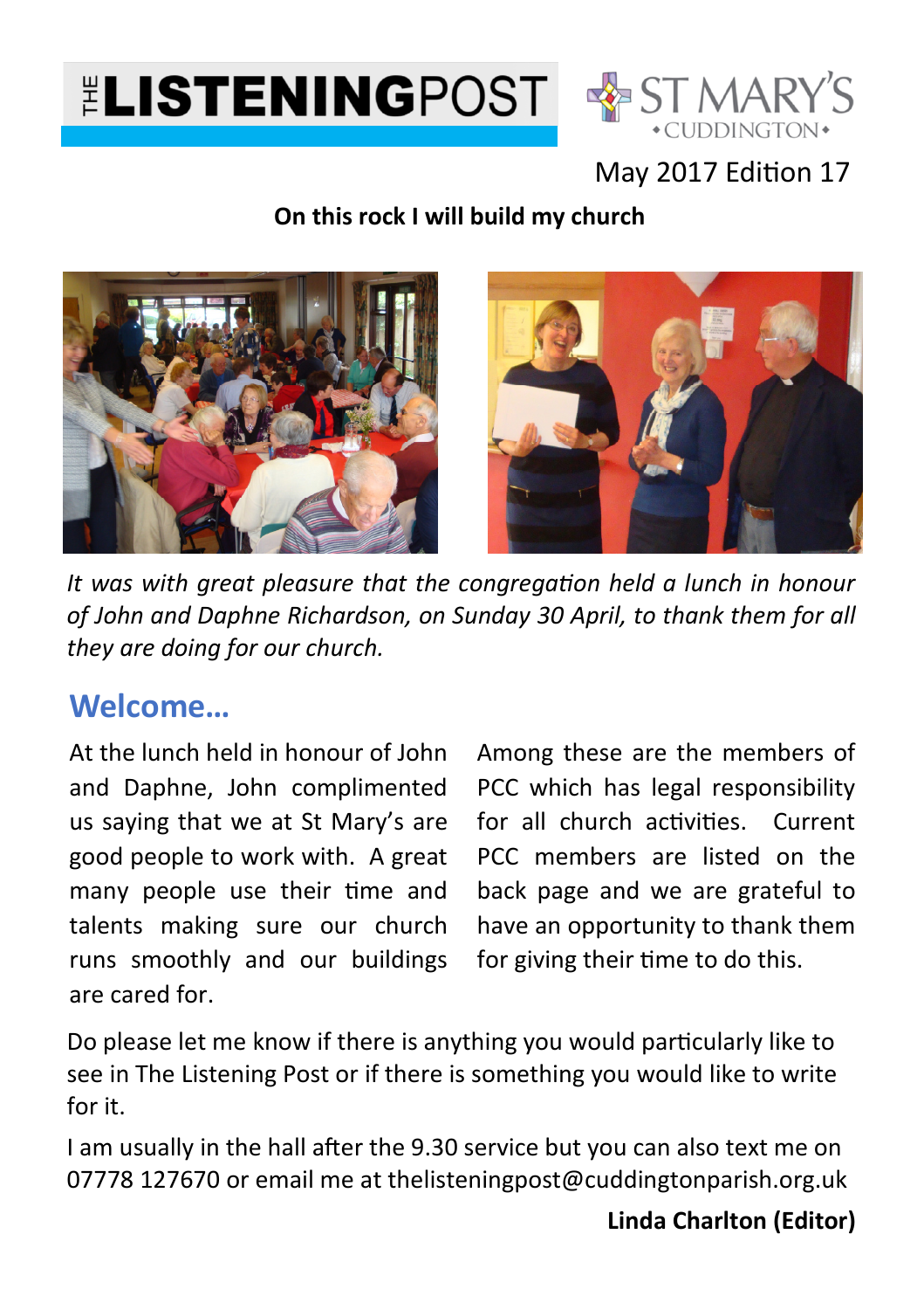# THE LISTENING POST

ST MARY'S
CUDDINGTON

May 2017 Edition 17

**On this rock I will build my church**

*It was with great pleasure that the congregation held a lunch in honour of John and Daphne Richardson, on Sunday 30 April, to thank them for all they are doing for our church.*

## Welcome…

At the lunch held in honour of John and Daphne, John complimented us saying that we at St Mary's are good people to work with. A great many people use their time and talents making sure our church runs smoothly and our buildings are cared for.

Among these are the members of PCC which has legal responsibility for all church activities. Current PCC members are listed on the back page and we are grateful to have an opportunity to thank them for giving their time to do this.

Do please let me know if there is anything you would particularly like to see in The Listening Post or if there is something you would like to write for it.

I am usually in the hall after the 9.30 service but you can also text me on 07778 127670 or email me at thelisteningpost@cuddingtonparish.org.uk

**Linda Charlton (Editor)**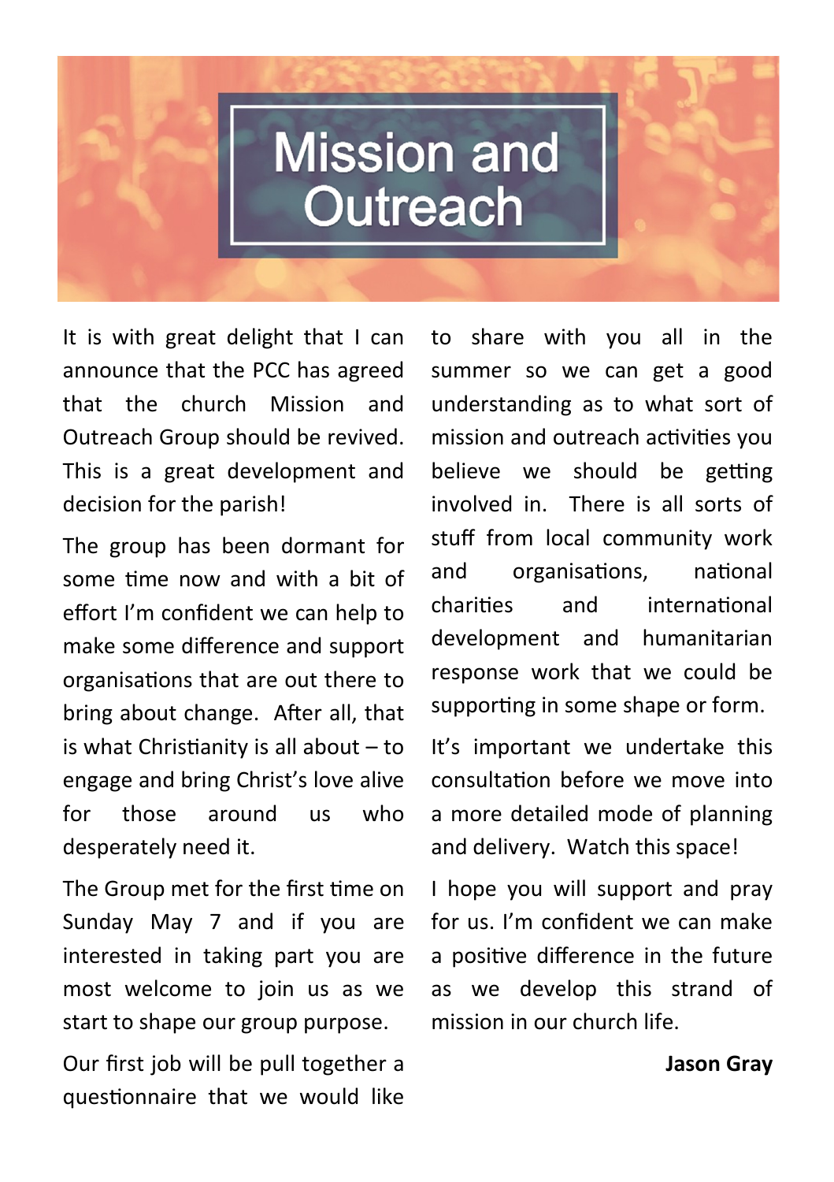# Mission and Outreach

It is with great delight that I can announce that the PCC has agreed that the church Mission and Outreach Group should be revived. This is a great development and decision for the parish!

The group has been dormant for some time now and with a bit of effort I'm confident we can help to make some difference and support organisations that are out there to bring about change. After all, that is what Christianity is all about – to engage and bring Christ's love alive for those around us who desperately need it.

The Group met for the first time on Sunday May 7 and if you are interested in taking part you are most welcome to join us as we start to shape our group purpose.

Our first job will be pull together a questionnaire that we would like to share with you all in the summer so we can get a good understanding as to what sort of mission and outreach activities you believe we should be getting involved in. There is all sorts of stuff from local community work and organisations, national charities and international development and humanitarian response work that we could be supporting in some shape or form.

It's important we undertake this consultation before we move into a more detailed mode of planning and delivery. Watch this space!

I hope you will support and pray for us. I'm confident we can make a positive difference in the future as we develop this strand of mission in our church life.

**Jason Gray**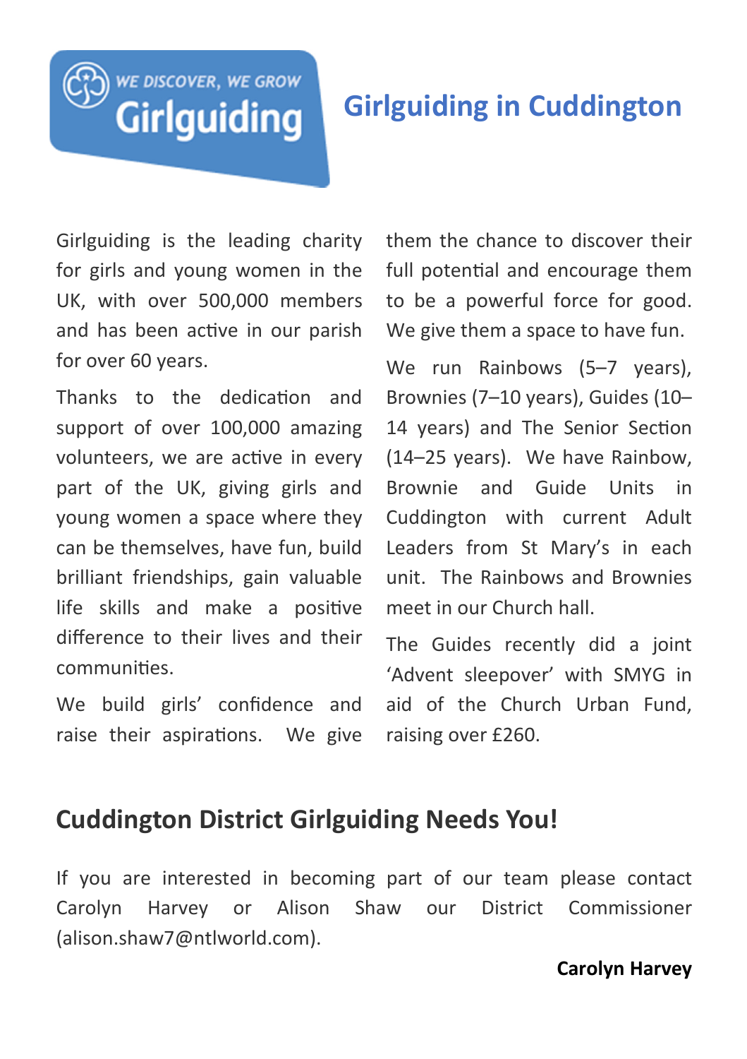# Girlguiding in Cuddington

Girlguiding is the leading charity for girls and young women in the UK, with over 500,000 members and has been active in our parish for over 60 years.

Thanks to the dedication and support of over 100,000 amazing volunteers, we are active in every part of the UK, giving girls and young women a space where they can be themselves, have fun, build brilliant friendships, gain valuable life skills and make a positive difference to their lives and their communities.

We build girls' confidence and raise their aspirations. We give them the chance to discover their full potential and encourage them to be a powerful force for good. We give them a space to have fun.

We run Rainbows (5–7 years), Brownies (7–10 years), Guides (10–14 years) and The Senior Section (14–25 years). We have Rainbow, Brownie and Guide Units in Cuddington with current Adult Leaders from St Mary's in each unit. The Rainbows and Brownies meet in our Church hall.

The Guides recently did a joint 'Advent sleepover' with SMYG in aid of the Church Urban Fund, raising over £260.

## Cuddington District Girlguiding Needs You!

If you are interested in becoming part of our team please contact Carolyn Harvey or Alison Shaw our District Commissioner (alison.shaw7@ntlworld.com).

**Carolyn Harvey**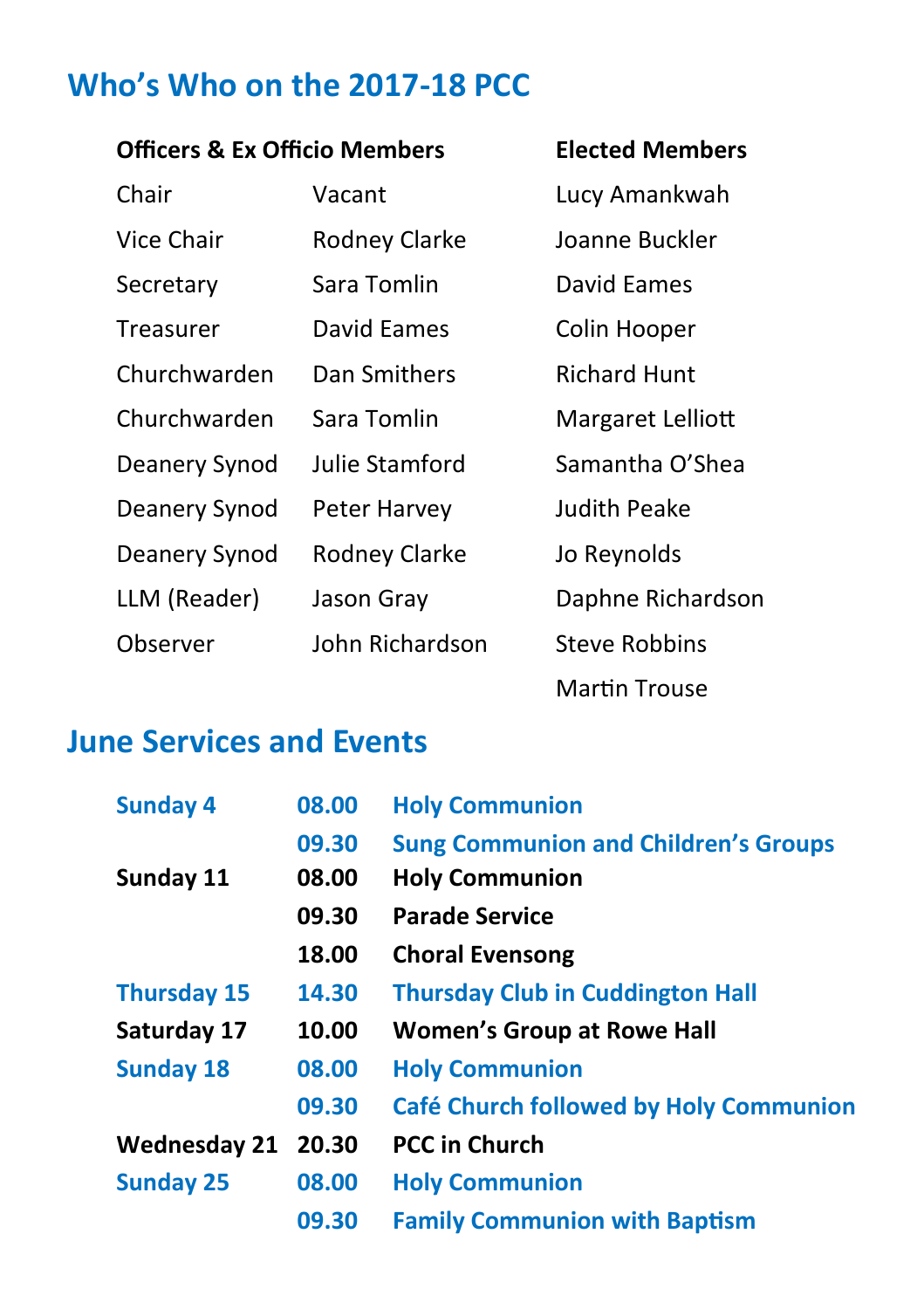## Who's Who on the 2017-18 PCC

| **Officers & Ex Officio Members** | | **Elected Members** |
|---|---|---|
| Chair | Vacant | Lucy Amankwah |
| Vice Chair | Rodney Clarke | Joanne Buckler |
| Secretary | Sara Tomlin | David Eames |
| Treasurer | David Eames | Colin Hooper |
| Churchwarden | Dan Smithers | Richard Hunt |
| Churchwarden | Sara Tomlin | Margaret Lelliott |
| Deanery Synod | Julie Stamford | Samantha O'Shea |
| Deanery Synod | Peter Harvey | Judith Peake |
| Deanery Synod | Rodney Clarke | Jo Reynolds |
| LLM (Reader) | Jason Gray | Daphne Richardson |
| Observer | John Richardson | Steve Robbins |
| | | Martin Trouse |

## June Services and Events

| | | |
|---|---|---|
| **Sunday 4** | **08.00** | **Holy Communion** |
| | **09.30** | **Sung Communion and Children's Groups** |
| **Sunday 11** | **08.00** | **Holy Communion** |
| | **09.30** | **Parade Service** |
| | **18.00** | **Choral Evensong** |
| **Thursday 15** | **14.30** | **Thursday Club in Cuddington Hall** |
| **Saturday 17** | **10.00** | **Women's Group at Rowe Hall** |
| **Sunday 18** | **08.00** | **Holy Communion** |
| | **09.30** | **Café Church followed by Holy Communion** |
| **Wednesday 21** | **20.30** | **PCC in Church** |
| **Sunday 25** | **08.00** | **Holy Communion** |
| | **09.30** | **Family Communion with Baptism** |